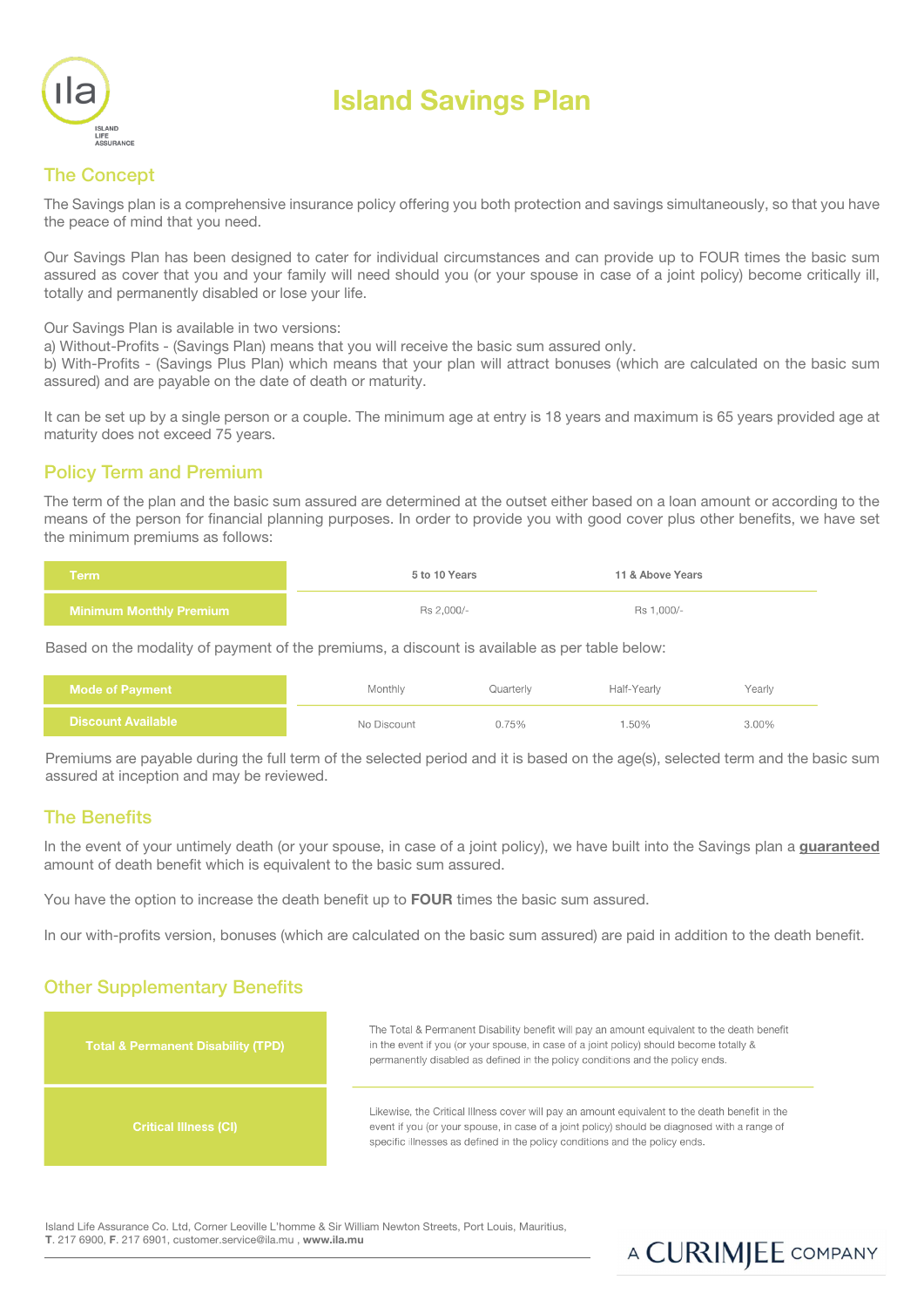# Island Savings Plan

## The Concept

The Savings plan is a comprehensive insurance policy offering you both protection and savings simultaneously, so that you have the peace of mind that you need.

Our Savings Plan has been designed to cater for individual circumstances and can provide up to FOUR times the basic sum assured as cover that you and your family will need should you (or your spouse in case of a joint policy) become critically ill, totally and permanently disabled or lose your life.

Our Savings Plan is available in two versions:
a) Without-Profits - (Savings Plan) means that you will receive the basic sum assured only.
b) With-Profits - (Savings Plus Plan) which means that your plan will attract bonuses (which are calculated on the basic sum assured) and are payable on the date of death or maturity.

It can be set up by a single person or a couple. The minimum age at entry is 18 years and maximum is 65 years provided age at maturity does not exceed 75 years.

## Policy Term and Premium

The term of the plan and the basic sum assured are determined at the outset either based on a loan amount or according to the means of the person for financial planning purposes. In order to provide you with good cover plus other benefits, we have set the minimum premiums as follows:

| Term | 5 to 10 Years | 11 & Above Years |
|---|---|---|
| Minimum Monthly Premium | Rs 2,000/- | Rs 1,000/- |

Based on the modality of payment of the premiums, a discount is available as per table below:

| Mode of Payment | Monthly | Quarterly | Half-Yearly | Yearly |
|---|---|---|---|---|
| Discount Available | No Discount | 0.75% | 1.50% | 3.00% |

Premiums are payable during the full term of the selected period and it is based on the age(s), selected term and the basic sum assured at inception and may be reviewed.

## The Benefits

In the event of your untimely death (or your spouse, in case of a joint policy), we have built into the Savings plan a **guaranteed** amount of death benefit which is equivalent to the basic sum assured.

You have the option to increase the death benefit up to **FOUR** times the basic sum assured.

In our with-profits version, bonuses (which are calculated on the basic sum assured) are paid in addition to the death benefit.

## Other Supplementary Benefits

| Benefit | Description |
|---|---|
| Total & Permanent Disability (TPD) | The Total & Permanent Disability benefit will pay an amount equivalent to the death benefit in the event if you (or your spouse, in case of a joint policy) should become totally & permanently disabled as defined in the policy conditions and the policy ends. |
| Critical Illness (CI) | Likewise, the Critical Illness cover will pay an amount equivalent to the death benefit in the event if you (or your spouse, in case of a joint policy) should be diagnosed with a range of specific illnesses as defined in the policy conditions and the policy ends. |

Island Life Assurance Co. Ltd, Corner Leoville L'homme & Sir William Newton Streets, Port Louis, Mauritius,
**T**. 217 6900, **F**. 217 6901, customer.service@ila.mu , **www.ila.mu**

A CURRIMJEE COMPANY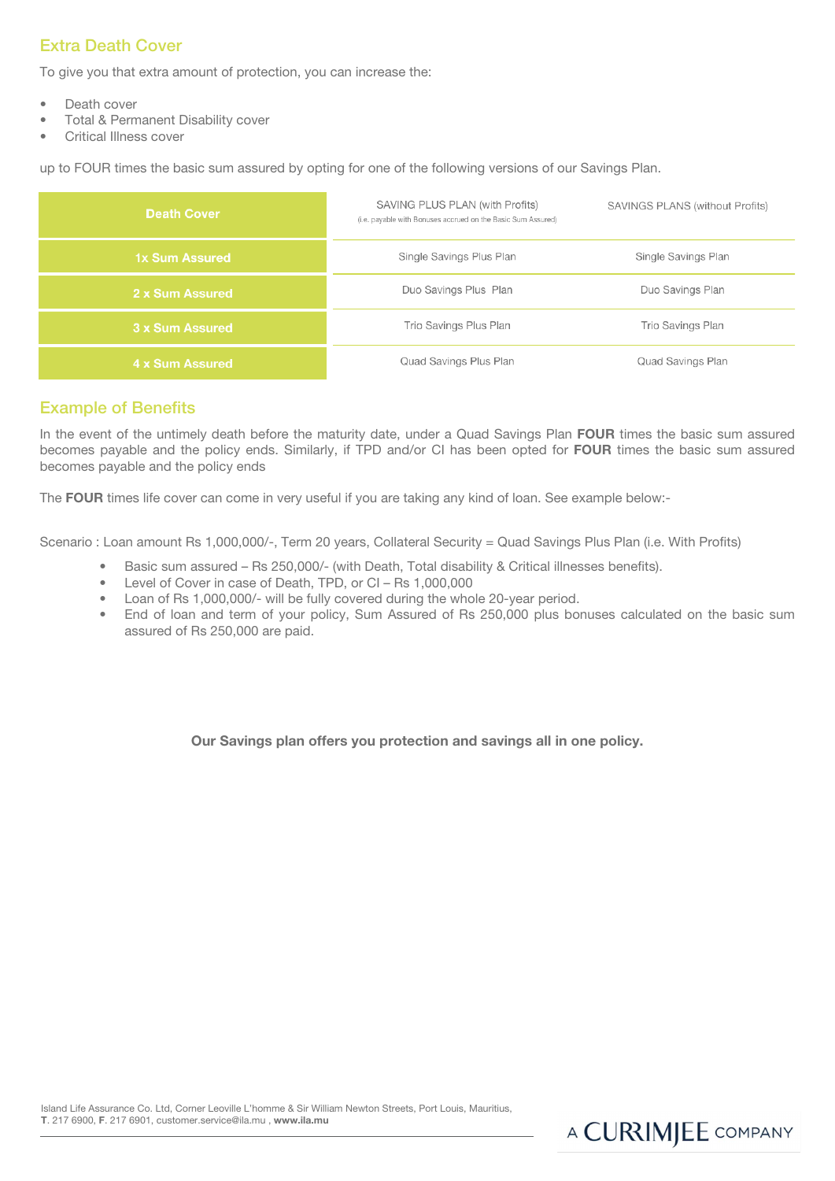## Extra Death Cover

To give you that extra amount of protection, you can increase the:

- Death cover
- Total & Permanent Disability cover
- Critical Illness cover

up to FOUR times the basic sum assured by opting for one of the following versions of our Savings Plan.

| Death Cover | SAVING PLUS PLAN (with Profits) (i.e. payable with Bonuses accrued on the Basic Sum Assured) | SAVINGS PLANS (without Profits) |
|---|---|---|
| 1x Sum Assured | Single Savings Plus Plan | Single Savings Plan |
| 2 x Sum Assured | Duo Savings Plus Plan | Duo Savings Plan |
| 3 x Sum Assured | Trio Savings Plus Plan | Trio Savings Plan |
| 4 x Sum Assured | Quad Savings Plus Plan | Quad Savings Plan |

## Example of Benefits

In the event of the untimely death before the maturity date, under a Quad Savings Plan **FOUR** times the basic sum assured becomes payable and the policy ends. Similarly, if TPD and/or CI has been opted for **FOUR** times the basic sum assured becomes payable and the policy ends

The **FOUR** times life cover can come in very useful if you are taking any kind of loan. See example below:-

Scenario : Loan amount Rs 1,000,000/-, Term 20 years, Collateral Security = Quad Savings Plus Plan (i.e. With Profits)

- Basic sum assured – Rs 250,000/- (with Death, Total disability & Critical illnesses benefits).
- Level of Cover in case of Death, TPD, or CI – Rs 1,000,000
- Loan of Rs 1,000,000/- will be fully covered during the whole 20-year period.
- End of loan and term of your policy, Sum Assured of Rs 250,000 plus bonuses calculated on the basic sum assured of Rs 250,000 are paid.

**Our Savings plan offers you protection and savings all in one policy.**

Island Life Assurance Co. Ltd, Corner Leoville L'homme & Sir William Newton Streets, Port Louis, Mauritius,
**T**. 217 6900, **F**. 217 6901, customer.service@ila.mu , **www.ila.mu**

A CURRIMJEE COMPANY